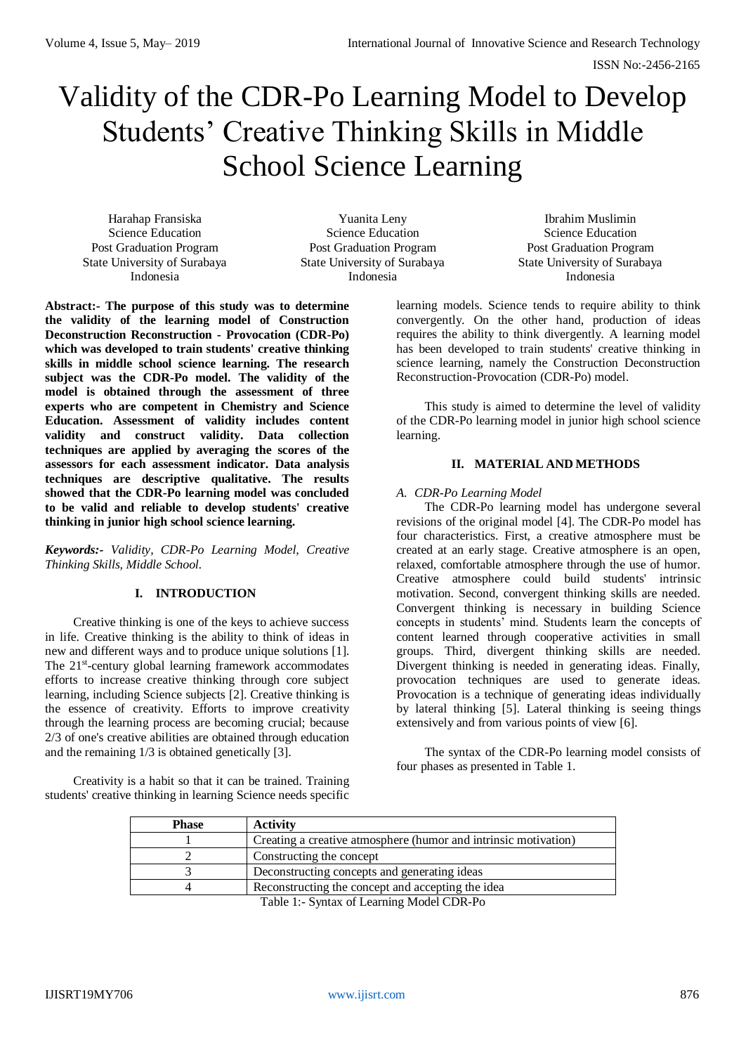# Validity of the CDR-Po Learning Model to Develop Students' Creative Thinking Skills in Middle School Science Learning

Harahap Fransiska
Science Education
Post Graduation Program
State University of Surabaya
Indonesia

Yuanita Leny
Science Education
Post Graduation Program
State University of Surabaya
Indonesia

Ibrahim Muslimin
Science Education
Post Graduation Program
State University of Surabaya
Indonesia

**Abstract:- The purpose of this study was to determine the validity of the learning model of Construction Deconstruction Reconstruction - Provocation (CDR-Po) which was developed to train students' creative thinking skills in middle school science learning. The research subject was the CDR-Po model. The validity of the model is obtained through the assessment of three experts who are competent in Chemistry and Science Education. Assessment of validity includes content validity and construct validity. Data collection techniques are applied by averaging the scores of the assessors for each assessment indicator. Data analysis techniques are descriptive qualitative. The results showed that the CDR-Po learning model was concluded to be valid and reliable to develop students' creative thinking in junior high school science learning.**

***Keywords:-*** *Validity, CDR-Po Learning Model, Creative Thinking Skills, Middle School.*

## I. INTRODUCTION

Creative thinking is one of the keys to achieve success in life. Creative thinking is the ability to think of ideas in new and different ways and to produce unique solutions [1]. The 21st-century global learning framework accommodates efforts to increase creative thinking through core subject learning, including Science subjects [2]. Creative thinking is the essence of creativity. Efforts to improve creativity through the learning process are becoming crucial; because 2/3 of one's creative abilities are obtained through education and the remaining 1/3 is obtained genetically [3].

Creativity is a habit so that it can be trained. Training students' creative thinking in learning Science needs specific learning models. Science tends to require ability to think convergently. On the other hand, production of ideas requires the ability to think divergently. A learning model has been developed to train students' creative thinking in science learning, namely the Construction Deconstruction Reconstruction-Provocation (CDR-Po) model.

This study is aimed to determine the level of validity of the CDR-Po learning model in junior high school science learning.

## II. MATERIAL AND METHODS

### *A. CDR-Po Learning Model*

The CDR-Po learning model has undergone several revisions of the original model [4]. The CDR-Po model has four characteristics. First, a creative atmosphere must be created at an early stage. Creative atmosphere is an open, relaxed, comfortable atmosphere through the use of humor. Creative atmosphere could build students' intrinsic motivation. Second, convergent thinking skills are needed. Convergent thinking is necessary in building Science concepts in students' mind. Students learn the concepts of content learned through cooperative activities in small groups. Third, divergent thinking skills are needed. Divergent thinking is needed in generating ideas. Finally, provocation techniques are used to generate ideas. Provocation is a technique of generating ideas individually by lateral thinking [5]. Lateral thinking is seeing things extensively and from various points of view [6].

The syntax of the CDR-Po learning model consists of four phases as presented in Table 1.

| Phase | Activity |
|---|---|
| 1 | Creating a creative atmosphere (humor and intrinsic motivation) |
| 2 | Constructing the concept |
| 3 | Deconstructing concepts and generating ideas |
| 4 | Reconstructing the concept and accepting the idea |

Table 1:- Syntax of Learning Model CDR-Po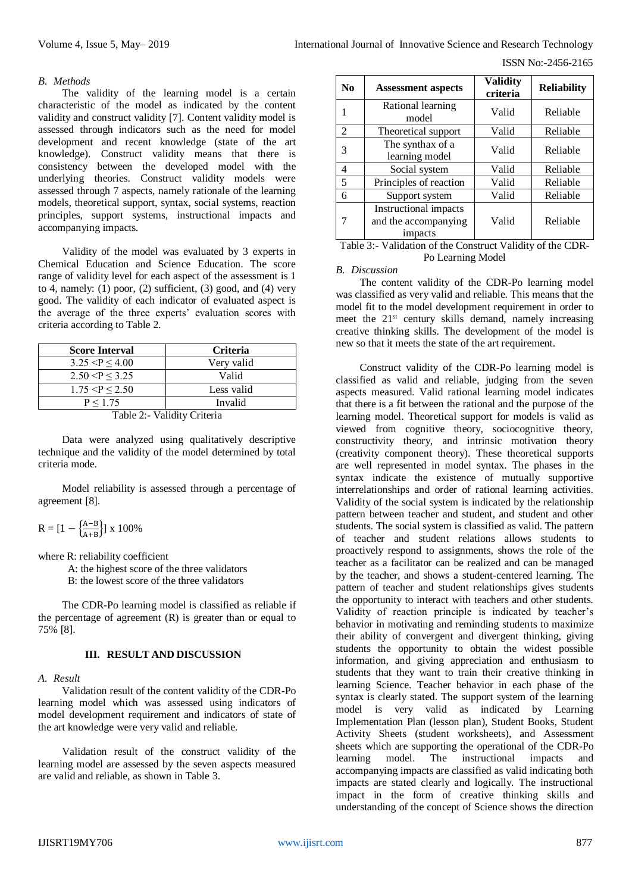### B. Methods

The validity of the learning model is a certain characteristic of the model as indicated by the content validity and construct validity [7]. Content validity model is assessed through indicators such as the need for model development and recent knowledge (state of the art knowledge). Construct validity means that there is consistency between the developed model with the underlying theories. Construct validity models were assessed through 7 aspects, namely rationale of the learning models, theoretical support, syntax, social systems, reaction principles, support systems, instructional impacts and accompanying impacts.

Validity of the model was evaluated by 3 experts in Chemical Education and Science Education. The score range of validity level for each aspect of the assessment is 1 to 4, namely: (1) poor, (2) sufficient, (3) good, and (4) very good. The validity of each indicator of evaluated aspect is the average of the three experts' evaluation scores with criteria according to Table 2.

| Score Interval | Criteria |
|---|---|
| $3.25 < P \leq 4.00$ | Very valid |
| $2.50 < P \leq 3.25$ | Valid |
| $1.75 < P \leq 2.50$ | Less valid |
| $P \leq 1.75$ | Invalid |

Table 2:- Validity Criteria

Data were analyzed using qualitatively descriptive technique and the validity of the model determined by total criteria mode.

Model reliability is assessed through a percentage of agreement [8].

$$R = \left[1 - \left\{\frac{A-B}{A+B}\right\}\right] \times 100\%$$

where R: reliability coefficient
A: the highest score of the three validators
B: the lowest score of the three validators

The CDR-Po learning model is classified as reliable if the percentage of agreement (R) is greater than or equal to 75% [8].

## III. RESULT AND DISCUSSION

### A. Result

Validation result of the content validity of the CDR-Po learning model which was assessed using indicators of model development requirement and indicators of state of the art knowledge were very valid and reliable.

Validation result of the construct validity of the learning model are assessed by the seven aspects measured are valid and reliable, as shown in Table 3.

| No | Assessment aspects | Validity criteria | Reliability |
|---|---|---|---|
| 1 | Rational learning model | Valid | Reliable |
| 2 | Theoretical support | Valid | Reliable |
| 3 | The synthax of a learning model | Valid | Reliable |
| 4 | Social system | Valid | Reliable |
| 5 | Principles of reaction | Valid | Reliable |
| 6 | Support system | Valid | Reliable |
| 7 | Instructional impacts and the accompanying impacts | Valid | Reliable |

Table 3:- Validation of the Construct Validity of the CDR-Po Learning Model

### B. Discussion

The content validity of the CDR-Po learning model was classified as very valid and reliable. This means that the model fit to the model development requirement in order to meet the 21st century skills demand, namely increasing creative thinking skills. The development of the model is new so that it meets the state of the art requirement.

Construct validity of the CDR-Po learning model is classified as valid and reliable, judging from the seven aspects measured. Valid rational learning model indicates that there is a fit between the rational and the purpose of the learning model. Theoretical support for models is valid as viewed from cognitive theory, sociocognitive theory, constructivity theory, and intrinsic motivation theory (creativity component theory). These theoretical supports are well represented in model syntax. The phases in the syntax indicate the existence of mutually supportive interrelationships and order of rational learning activities. Validity of the social system is indicated by the relationship pattern between teacher and student, and student and other students. The social system is classified as valid. The pattern of teacher and student relations allows students to proactively respond to assignments, shows the role of the teacher as a facilitator can be realized and can be managed by the teacher, and shows a student-centered learning. The pattern of teacher and student relationships gives students the opportunity to interact with teachers and other students. Validity of reaction principle is indicated by teacher's behavior in motivating and reminding students to maximize their ability of convergent and divergent thinking, giving students the opportunity to obtain the widest possible information, and giving appreciation and enthusiasm to students that they want to train their creative thinking in learning Science. Teacher behavior in each phase of the syntax is clearly stated. The support system of the learning model is very valid as indicated by Learning Implementation Plan (lesson plan), Student Books, Student Activity Sheets (student worksheets), and Assessment sheets which are supporting the operational of the CDR-Po learning model. The instructional impacts and accompanying impacts are classified as valid indicating both impacts are stated clearly and logically. The instructional impact in the form of creative thinking skills and understanding of the concept of Science shows the direction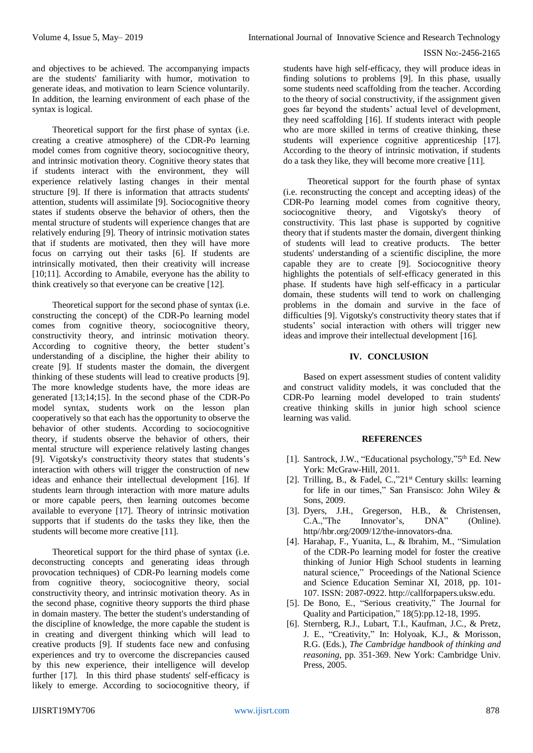and objectives to be achieved. The accompanying impacts are the students' familiarity with humor, motivation to generate ideas, and motivation to learn Science voluntarily. In addition, the learning environment of each phase of the syntax is logical.

Theoretical support for the first phase of syntax (i.e. creating a creative atmosphere) of the CDR-Po learning model comes from cognitive theory, sociocognitive theory, and intrinsic motivation theory. Cognitive theory states that if students interact with the environment, they will experience relatively lasting changes in their mental structure [9]. If there is information that attracts students' attention, students will assimilate [9]. Sociocognitive theory states if students observe the behavior of others, then the mental structure of students will experience changes that are relatively enduring [9]. Theory of intrinsic motivation states that if students are motivated, then they will have more focus on carrying out their tasks [6]. If students are intrinsically motivated, then their creativity will increase [10;11]. According to Amabile, everyone has the ability to think creatively so that everyone can be creative [12].

Theoretical support for the second phase of syntax (i.e. constructing the concept) of the CDR-Po learning model comes from cognitive theory, sociocognitive theory, constructivity theory, and intrinsic motivation theory. According to cognitive theory, the better student's understanding of a discipline, the higher their ability to create [9]. If students master the domain, the divergent thinking of these students will lead to creative products [9]. The more knowledge students have, the more ideas are generated [13;14;15]. In the second phase of the CDR-Po model syntax, students work on the lesson plan cooperatively so that each has the opportunity to observe the behavior of other students. According to sociocognitive theory, if students observe the behavior of others, their mental structure will experience relatively lasting changes [9]. Vigotsky's constructivity theory states that students's interaction with others will trigger the construction of new ideas and enhance their intellectual development [16]. If students learn through interaction with more mature adults or more capable peers, then learning outcomes become available to everyone [17]. Theory of intrinsic motivation supports that if students do the tasks they like, then the students will become more creative [11].

Theoretical support for the third phase of syntax (i.e. deconstructing concepts and generating ideas through provocation techniques) of CDR-Po learning models come from cognitive theory, sociocognitive theory, social constructivity theory, and intrinsic motivation theory. As in the second phase, cognitive theory supports the third phase in domain mastery. The better the student's understanding of the discipline of knowledge, the more capable the student is in creating and divergent thinking which will lead to creative products [9]. If students face new and confusing experiences and try to overcome the discrepancies caused by this new experience, their intelligence will develop further [17]. In this third phase students' self-efficacy is likely to emerge. According to sociocognitive theory, if students have high self-efficacy, they will produce ideas in finding solutions to problems [9]. In this phase, usually some students need scaffolding from the teacher. According to the theory of social constructivity, if the assignment given goes far beyond the students' actual level of development, they need scaffolding [16]. If students interact with people who are more skilled in terms of creative thinking, these students will experience cognitive apprenticeship [17]. According to the theory of intrinsic motivation, if students do a task they like, they will become more creative [11].

Theoretical support for the fourth phase of syntax (i.e. reconstructing the concept and accepting ideas) of the CDR-Po learning model comes from cognitive theory, sociocognitive theory, and Vigotsky's theory of constructivity. This last phase is supported by cognitive theory that if students master the domain, divergent thinking of students will lead to creative products. The better students' understanding of a scientific discipline, the more capable they are to create [9]. Sociocognitive theory highlights the potentials of self-efficacy generated in this phase. If students have high self-efficacy in a particular domain, these students will tend to work on challenging problems in the domain and survive in the face of difficulties [9]. Vigotsky's constructivity theory states that if students' social interaction with others will trigger new ideas and improve their intellectual development [16].

## IV. CONCLUSION

Based on expert assessment studies of content validity and construct validity models, it was concluded that the CDR-Po learning model developed to train students' creative thinking skills in junior high school science learning was valid.

## REFERENCES

[1]. Santrock, J.W., "Educational psychology,"5th Ed. New York: McGraw-Hill, 2011.

[2]. Trilling, B., & Fadel, C.,"21st Century skills: learning for life in our times," San Fransisco: John Wiley & Sons, 2009.

[3]. Dyers, J.H., Gregerson, H.B., & Christensen, C.A.,"The Innovator's, DNA" (Online). http//hbr.org/2009/12/the-innovators-dna.

[4]. Harahap, F., Yuanita, L., & Ibrahim, M., "Simulation of the CDR-Po learning model for foster the creative thinking of Junior High School students in learning natural science," Proceedings of the National Science and Science Education Seminar XI, 2018, pp. 101-107. ISSN: 2087-0922. http://callforpapers.uksw.edu.

[5]. De Bono, E., "Serious creativity," The Journal for Quality and Participation," 18(5):pp.12-18, 1995.

[6]. Sternberg, R.J., Lubart, T.I., Kaufman, J.C., & Pretz, J. E., "Creativity," In: Holyoak, K.J., & Morisson, R.G. (Eds.), *The Cambridge handbook of thinking and reasoning*, pp. 351-369. New York: Cambridge Univ. Press, 2005.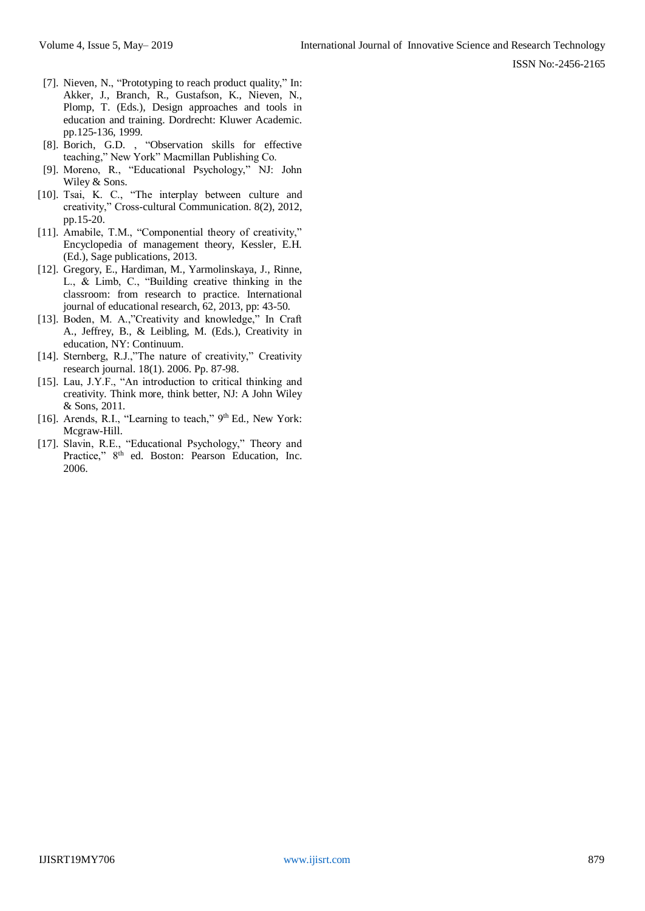[7]. Nieven, N., “Prototyping to reach product quality,” In: Akker, J., Branch, R., Gustafson, K., Nieven, N., Plomp, T. (Eds.), Design approaches and tools in education and training. Dordrecht: Kluwer Academic. pp.125-136, 1999.

[8]. Borich, G.D. , “Observation skills for effective teaching,” New York” Macmillan Publishing Co.

[9]. Moreno, R., “Educational Psychology,” NJ: John Wiley & Sons.

[10]. Tsai, K. C., “The interplay between culture and creativity,” Cross-cultural Communication. 8(2), 2012, pp.15-20.

[11]. Amabile, T.M., “Componential theory of creativity,” Encyclopedia of management theory, Kessler, E.H. (Ed.), Sage publications, 2013.

[12]. Gregory, E., Hardiman, M., Yarmolinskaya, J., Rinne, L., & Limb, C., “Building creative thinking in the classroom: from research to practice. International journal of educational research, 62, 2013, pp: 43-50.

[13]. Boden, M. A.,”Creativity and knowledge,” In Craft A., Jeffrey, B., & Leibling, M. (Eds.), Creativity in education, NY: Continuum.

[14]. Sternberg, R.J.,”The nature of creativity,” Creativity research journal. 18(1). 2006. Pp. 87-98.

[15]. Lau, J.Y.F., “An introduction to critical thinking and creativity. Think more, think better, NJ: A John Wiley & Sons, 2011.

[16]. Arends, R.I., “Learning to teach,” 9th Ed., New York: Mcgraw-Hill.

[17]. Slavin, R.E., “Educational Psychology,” Theory and Practice,” 8th ed. Boston: Pearson Education, Inc. 2006.